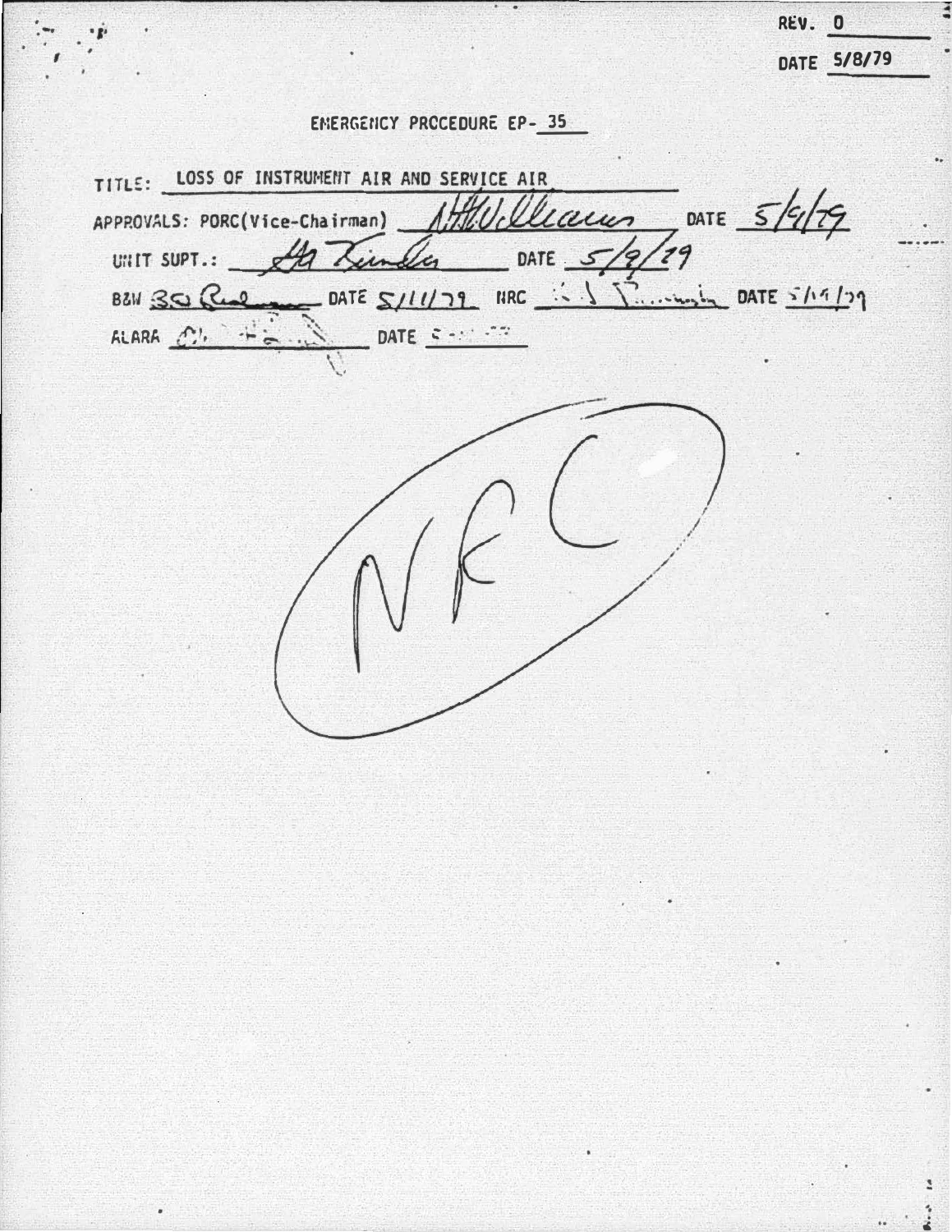REV. 0

DATE 5/8/79

# EMERGENCY PROCEDURE EP- 35

TITLE: LOSS OF INSTRUMENT AIR AND SERVICE AIR

APPROVALS: PORC(Vice-Chairman) _N.H. Williams_ DATE _5/9/79_

UNIT SUPT.: _G.A. Kunder_ DATE _5/9/79_

B&W _B.G. Real_ DATE _5/11/79_ NRC _________ DATE _5/11/79_

ALARA _________ DATE _________

NRC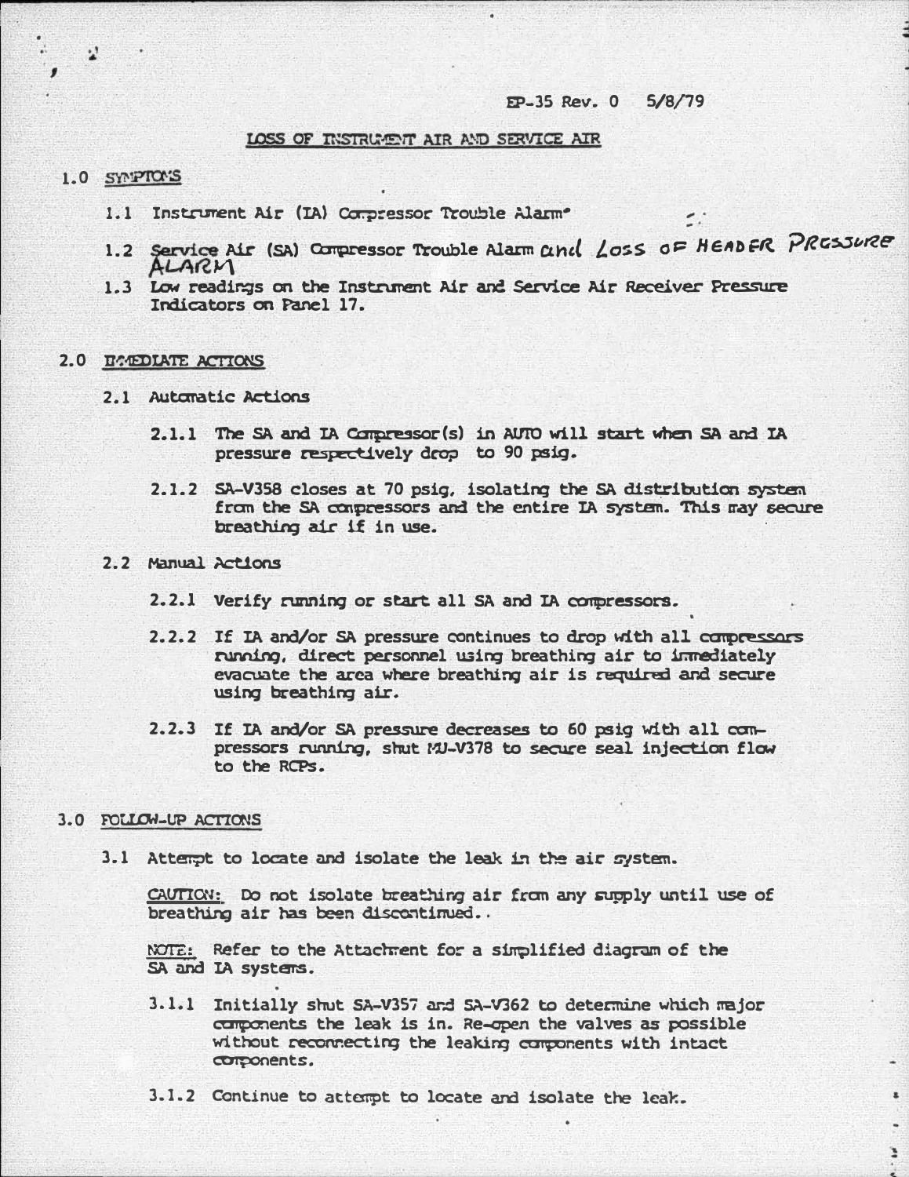EP-35 Rev. 0 5/8/79

# LOSS OF INSTRUMENT AIR AND SERVICE AIR

## 1.0 SYMPTOMS

1.1 Instrument Air (IA) Compressor Trouble Alarm*

1.2 Service Air (SA) Compressor Trouble Alarm and Loss of HEADER PRESSURE ALARM

1.3 Low readings on the Instrument Air and Service Air Receiver Pressure Indicators on Panel 17.

## 2.0 IMMEDIATE ACTIONS

2.1 Automatic Actions

2.1.1 The SA and IA Compressor(s) in AUTO will start when SA and IA pressure respectively drop to 90 psig.

2.1.2 SA-V358 closes at 70 psig, isolating the SA distribution system from the SA compressors and the entire IA system. This may secure breathing air if in use.

2.2 Manual Actions

2.2.1 Verify running or start all SA and IA compressors.

2.2.2 If IA and/or SA pressure continues to drop with all compressors running, direct personnel using breathing air to immediately evacuate the area where breathing air is required and secure using breathing air.

2.2.3 If IA and/or SA pressure decreases to 60 psig with all compressors running, shut MU-V378 to secure seal injection flow to the RCPs.

## 3.0 FOLLOW-UP ACTIONS

3.1 Attempt to locate and isolate the leak in the air system.

CAUTION: Do not isolate breathing air from any supply until use of breathing air has been discontinued.

NOTE: Refer to the Attachment for a simplified diagram of the SA and IA systems.

3.1.1 Initially shut SA-V357 and SA-V362 to determine which major components the leak is in. Re-open the valves as possible without reconnecting the leaking components with intact components.

3.1.2 Continue to attempt to locate and isolate the leak.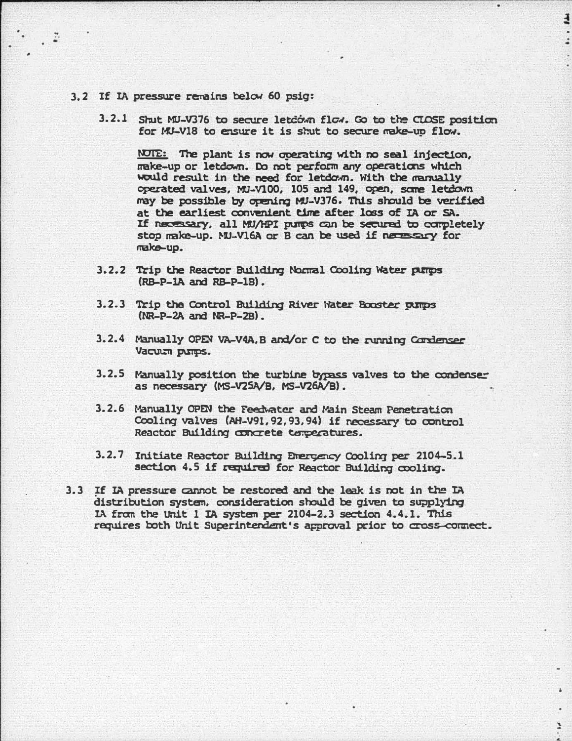3.2 If IA pressure remains below 60 psig:

3.2.1 Shut MU-V376 to secure letdown flow. Go to the CLOSE position for MU-V18 to ensure it is shut to secure make-up flow.

<u>NOTE:</u> The plant is now operating with no seal injection, make-up or letdown. Do not perform any operations which would result in the need for letdown. With the manually operated valves, MU-V100, 105 and 149, open, some letdown may be possible by opening MU-V376. This should be verified at the earliest convenient time after loss of IA or SA. If necessary, all MU/HPI pumps can be secured to completely stop make-up. MU-V16A or B can be used if necessary for make-up.

3.2.2 Trip the Reactor Building Normal Cooling Water pumps (RB-P-1A and RB-P-1B).

3.2.3 Trip the Control Building River Water Booster pumps (NR-P-2A and NR-P-2B).

3.2.4 Manually OPEN VA-V4A,B and/or C to the running Condenser Vacuum pumps.

3.2.5 Manually position the turbine bypass valves to the condenser as necessary (MS-V25A/B, MS-V26A/B).

3.2.6 Manually OPEN the Feedwater and Main Steam Penetration Cooling valves (AH-V91,92,93,94) if necessary to control Reactor Building concrete temperatures.

3.2.7 Initiate Reactor Building Emergency Cooling per 2104-5.1 section 4.5 if required for Reactor Building cooling.

3.3 If IA pressure cannot be restored and the leak is not in the IA distribution system, consideration should be given to supplying IA from the Unit 1 IA system per 2104-2.3 section 4.4.1. This requires both Unit Superintendent's approval prior to cross-connect.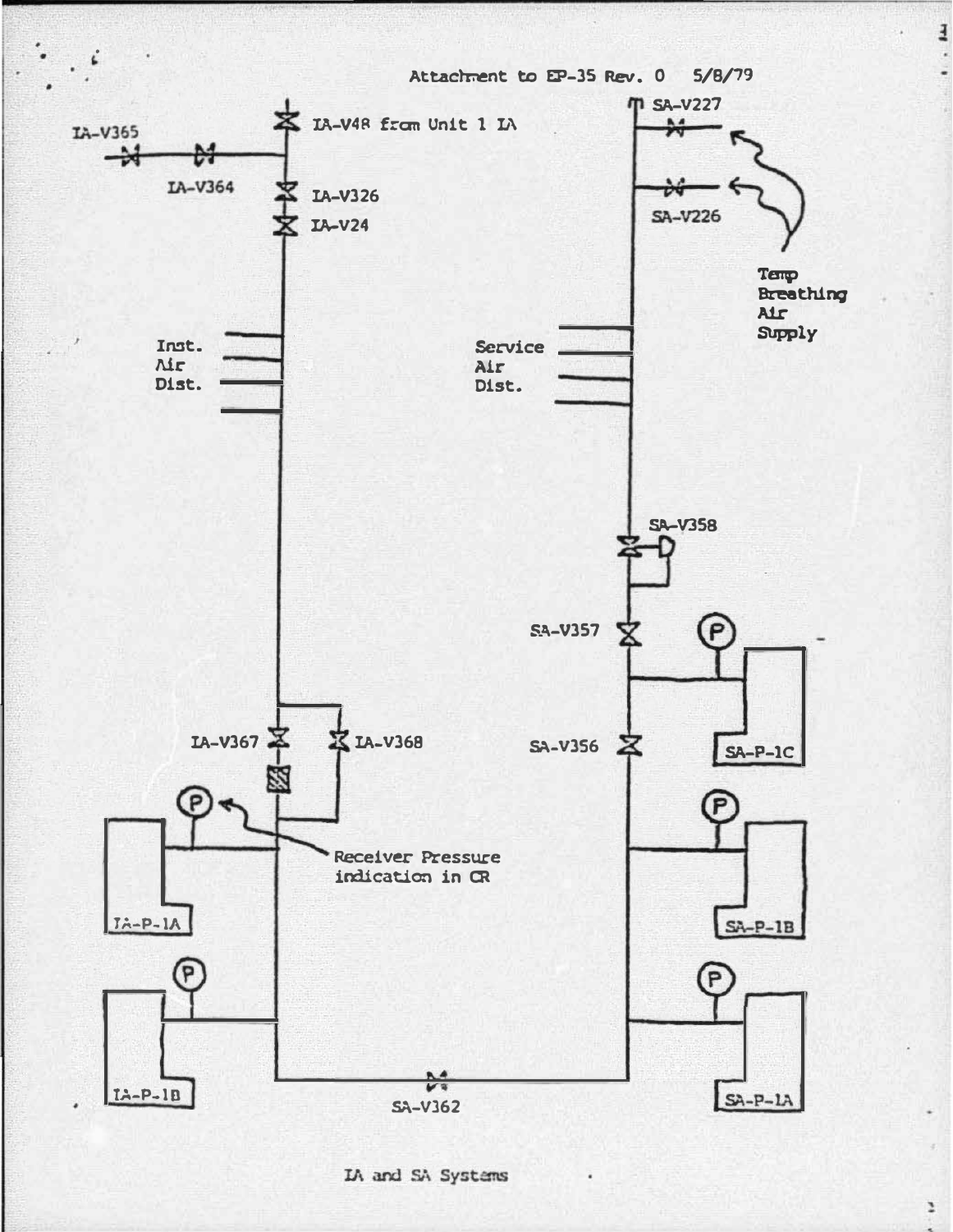Attachment to EP-35 Rev. 0 5/8/79

IA-V365

IA-V364

IA-V48 from Unit 1 IA

IA-V326

IA-V24

Inst. Air Dist.

IA-V367

IA-V368

Receiver Pressure indication in CR

IA-P-1A

IA-P-1B

SA-V362

SA-V227

SA-V226

Temp Breathing Air Supply

Service Air Dist.

SA-V358

SA-V357

SA-V356

SA-P-1C

SA-P-1B

SA-P-1A

IA and SA Systems